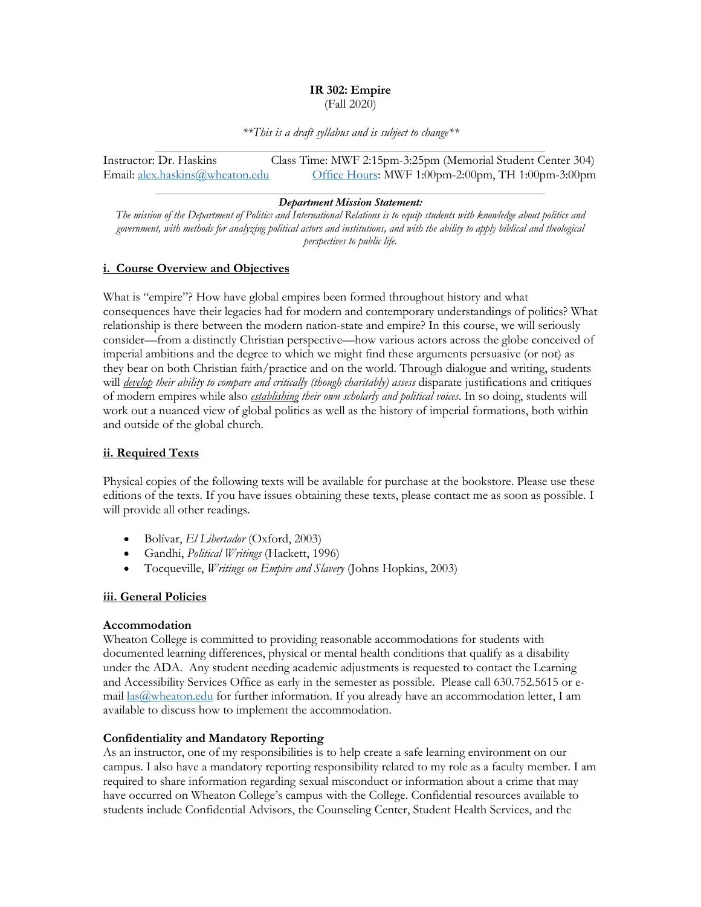# IR 302: Empire

(Fall 2020)

*\*\*This is a draft syllabus and is subject to change\*\**

Instructor: Dr. Haskins — Class Time: MWF 2:15pm-3:25pm (Memorial Student Center 304)

Email: alex.haskins@wheaton.edu — Office Hours: MWF 1:00pm-2:00pm, TH 1:00pm-3:00pm

***Department Mission Statement:***

*The mission of the Department of Politics and International Relations is to equip students with knowledge about politics and government, with methods for analyzing political actors and institutions, and with the ability to apply biblical and theological perspectives to public life.*

## i. Course Overview and Objectives

What is "empire"? How have global empires been formed throughout history and what consequences have their legacies had for modern and contemporary understandings of politics? What relationship is there between the modern nation-state and empire? In this course, we will seriously consider—from a distinctly Christian perspective—how various actors across the globe conceived of imperial ambitions and the degree to which we might find these arguments persuasive (or not) as they bear on both Christian faith/practice and on the world. Through dialogue and writing, students will *develop their ability to compare and critically (though charitably) assess* disparate justifications and critiques of modern empires while also *establishing their own scholarly and political voices*. In so doing, students will work out a nuanced view of global politics as well as the history of imperial formations, both within and outside of the global church.

## ii. Required Texts

Physical copies of the following texts will be available for purchase at the bookstore. Please use these editions of the texts. If you have issues obtaining these texts, please contact me as soon as possible. I will provide all other readings.

- Bolívar, *El Libertador* (Oxford, 2003)
- Gandhi, *Political Writings* (Hackett, 1996)
- Tocqueville, *Writings on Empire and Slavery* (Johns Hopkins, 2003)

## iii. General Policies

### Accommodation

Wheaton College is committed to providing reasonable accommodations for students with documented learning differences, physical or mental health conditions that qualify as a disability under the ADA. Any student needing academic adjustments is requested to contact the Learning and Accessibility Services Office as early in the semester as possible. Please call 630.752.5615 or e-mail las@wheaton.edu for further information. If you already have an accommodation letter, I am available to discuss how to implement the accommodation.

### Confidentiality and Mandatory Reporting

As an instructor, one of my responsibilities is to help create a safe learning environment on our campus. I also have a mandatory reporting responsibility related to my role as a faculty member. I am required to share information regarding sexual misconduct or information about a crime that may have occurred on Wheaton College's campus with the College. Confidential resources available to students include Confidential Advisors, the Counseling Center, Student Health Services, and the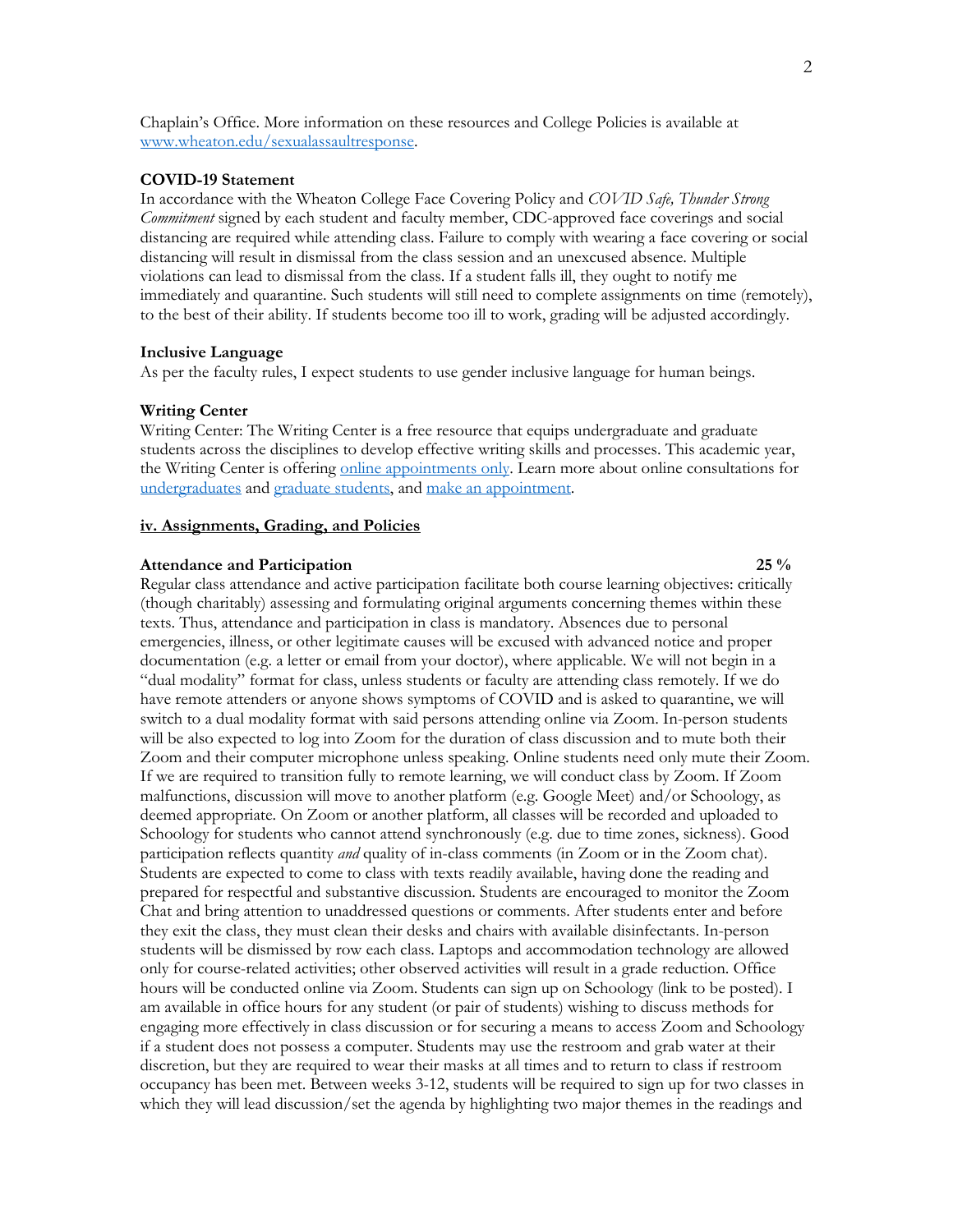Chaplain's Office. More information on these resources and College Policies is available at [www.wheaton.edu/sexualassaultresponse](www.wheaton.edu/sexualassaultresponse).

**COVID-19 Statement**

In accordance with the Wheaton College Face Covering Policy and *COVID Safe, Thunder Strong Commitment* signed by each student and faculty member, CDC-approved face coverings and social distancing are required while attending class. Failure to comply with wearing a face covering or social distancing will result in dismissal from the class session and an unexcused absence. Multiple violations can lead to dismissal from the class. If a student falls ill, they ought to notify me immediately and quarantine. Such students will still need to complete assignments on time (remotely), to the best of their ability. If students become too ill to work, grading will be adjusted accordingly.

**Inclusive Language**

As per the faculty rules, I expect students to use gender inclusive language for human beings.

**Writing Center**

Writing Center: The Writing Center is a free resource that equips undergraduate and graduate students across the disciplines to develop effective writing skills and processes. This academic year, the Writing Center is offering online appointments only. Learn more about online consultations for undergraduates and graduate students, and make an appointment.

## iv. Assignments, Grading, and Policies

**Attendance and Participation** **25 %**

Regular class attendance and active participation facilitate both course learning objectives: critically (though charitably) assessing and formulating original arguments concerning themes within these texts. Thus, attendance and participation in class is mandatory. Absences due to personal emergencies, illness, or other legitimate causes will be excused with advanced notice and proper documentation (e.g. a letter or email from your doctor), where applicable. We will not begin in a "dual modality" format for class, unless students or faculty are attending class remotely. If we do have remote attenders or anyone shows symptoms of COVID and is asked to quarantine, we will switch to a dual modality format with said persons attending online via Zoom. In-person students will be also expected to log into Zoom for the duration of class discussion and to mute both their Zoom and their computer microphone unless speaking. Online students need only mute their Zoom. If we are required to transition fully to remote learning, we will conduct class by Zoom. If Zoom malfunctions, discussion will move to another platform (e.g. Google Meet) and/or Schoology, as deemed appropriate. On Zoom or another platform, all classes will be recorded and uploaded to Schoology for students who cannot attend synchronously (e.g. due to time zones, sickness). Good participation reflects quantity *and* quality of in-class comments (in Zoom or in the Zoom chat). Students are expected to come to class with texts readily available, having done the reading and prepared for respectful and substantive discussion. Students are encouraged to monitor the Zoom Chat and bring attention to unaddressed questions or comments. After students enter and before they exit the class, they must clean their desks and chairs with available disinfectants. In-person students will be dismissed by row each class. Laptops and accommodation technology are allowed only for course-related activities; other observed activities will result in a grade reduction. Office hours will be conducted online via Zoom. Students can sign up on Schoology (link to be posted). I am available in office hours for any student (or pair of students) wishing to discuss methods for engaging more effectively in class discussion or for securing a means to access Zoom and Schoology if a student does not possess a computer. Students may use the restroom and grab water at their discretion, but they are required to wear their masks at all times and to return to class if restroom occupancy has been met. Between weeks 3-12, students will be required to sign up for two classes in which they will lead discussion/set the agenda by highlighting two major themes in the readings and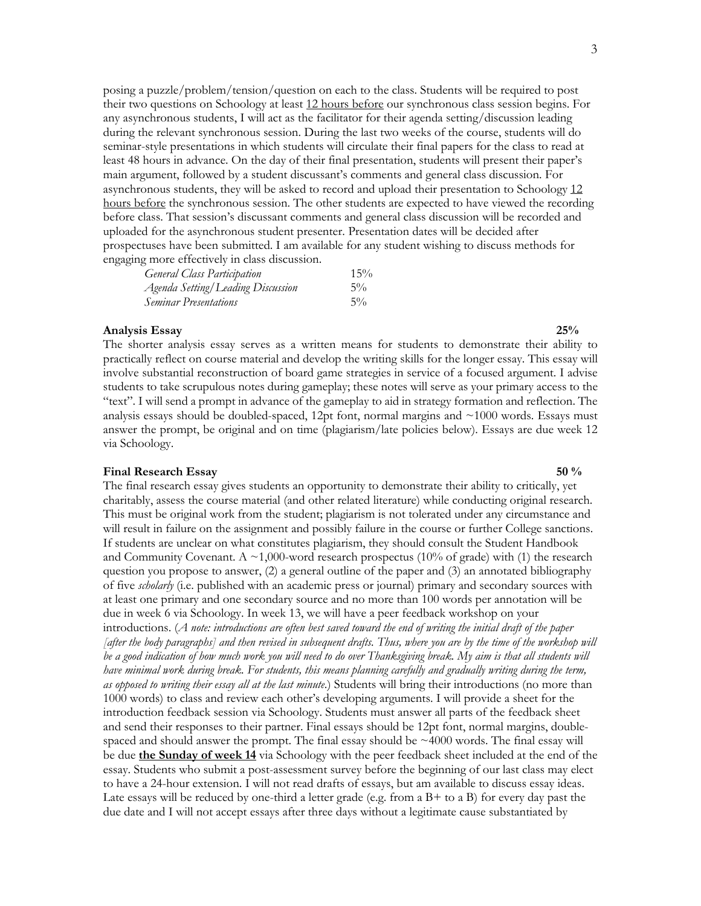posing a puzzle/problem/tension/question on each to the class. Students will be required to post their two questions on Schoology at least 12 hours before our synchronous class session begins. For any asynchronous students, I will act as the facilitator for their agenda setting/discussion leading during the relevant synchronous session. During the last two weeks of the course, students will do seminar-style presentations in which students will circulate their final papers for the class to read at least 48 hours in advance. On the day of their final presentation, students will present their paper's main argument, followed by a student discussant's comments and general class discussion. For asynchronous students, they will be asked to record and upload their presentation to Schoology 12 hours before the synchronous session. The other students are expected to have viewed the recording before class. That session's discussant comments and general class discussion will be recorded and uploaded for the asynchronous student presenter. Presentation dates will be decided after prospectuses have been submitted. I am available for any student wishing to discuss methods for engaging more effectively in class discussion.

| | |
|---|---|
| *General Class Participation* | 15% |
| *Agenda Setting/Leading Discussion* | 5% |
| *Seminar Presentations* | 5% |

**Analysis Essay** **25%**

The shorter analysis essay serves as a written means for students to demonstrate their ability to practically reflect on course material and develop the writing skills for the longer essay. This essay will involve substantial reconstruction of board game strategies in service of a focused argument. I advise students to take scrupulous notes during gameplay; these notes will serve as your primary access to the "text". I will send a prompt in advance of the gameplay to aid in strategy formation and reflection. The analysis essays should be doubled-spaced, 12pt font, normal margins and ~1000 words. Essays must answer the prompt, be original and on time (plagiarism/late policies below). Essays are due week 12 via Schoology.

**Final Research Essay** **50 %**

The final research essay gives students an opportunity to demonstrate their ability to critically, yet charitably, assess the course material (and other related literature) while conducting original research. This must be original work from the student; plagiarism is not tolerated under any circumstance and will result in failure on the assignment and possibly failure in the course or further College sanctions. If students are unclear on what constitutes plagiarism, they should consult the Student Handbook and Community Covenant. A ~1,000-word research prospectus (10% of grade) with (1) the research question you propose to answer, (2) a general outline of the paper and (3) an annotated bibliography of five *scholarly* (i.e. published with an academic press or journal) primary and secondary sources with at least one primary and one secondary source and no more than 100 words per annotation will be due in week 6 via Schoology. In week 13, we will have a peer feedback workshop on your introductions. (*A note: introductions are often best saved toward the end of writing the initial draft of the paper [after the body paragraphs] and then revised in subsequent drafts. Thus, where you are by the time of the workshop will be a good indication of how much work you will need to do over Thanksgiving break. My aim is that all students will have minimal work during break. For students, this means planning carefully and gradually writing during the term, as opposed to writing their essay all at the last minute.*) Students will bring their introductions (no more than 1000 words) to class and review each other's developing arguments. I will provide a sheet for the introduction feedback session via Schoology. Students must answer all parts of the feedback sheet and send their responses to their partner. Final essays should be 12pt font, normal margins, double-spaced and should answer the prompt. The final essay should be ~4000 words. The final essay will be due **the Sunday of week 14** via Schoology with the peer feedback sheet included at the end of the essay. Students who submit a post-assessment survey before the beginning of our last class may elect to have a 24-hour extension. I will not read drafts of essays, but am available to discuss essay ideas. Late essays will be reduced by one-third a letter grade (e.g. from a B+ to a B) for every day past the due date and I will not accept essays after three days without a legitimate cause substantiated by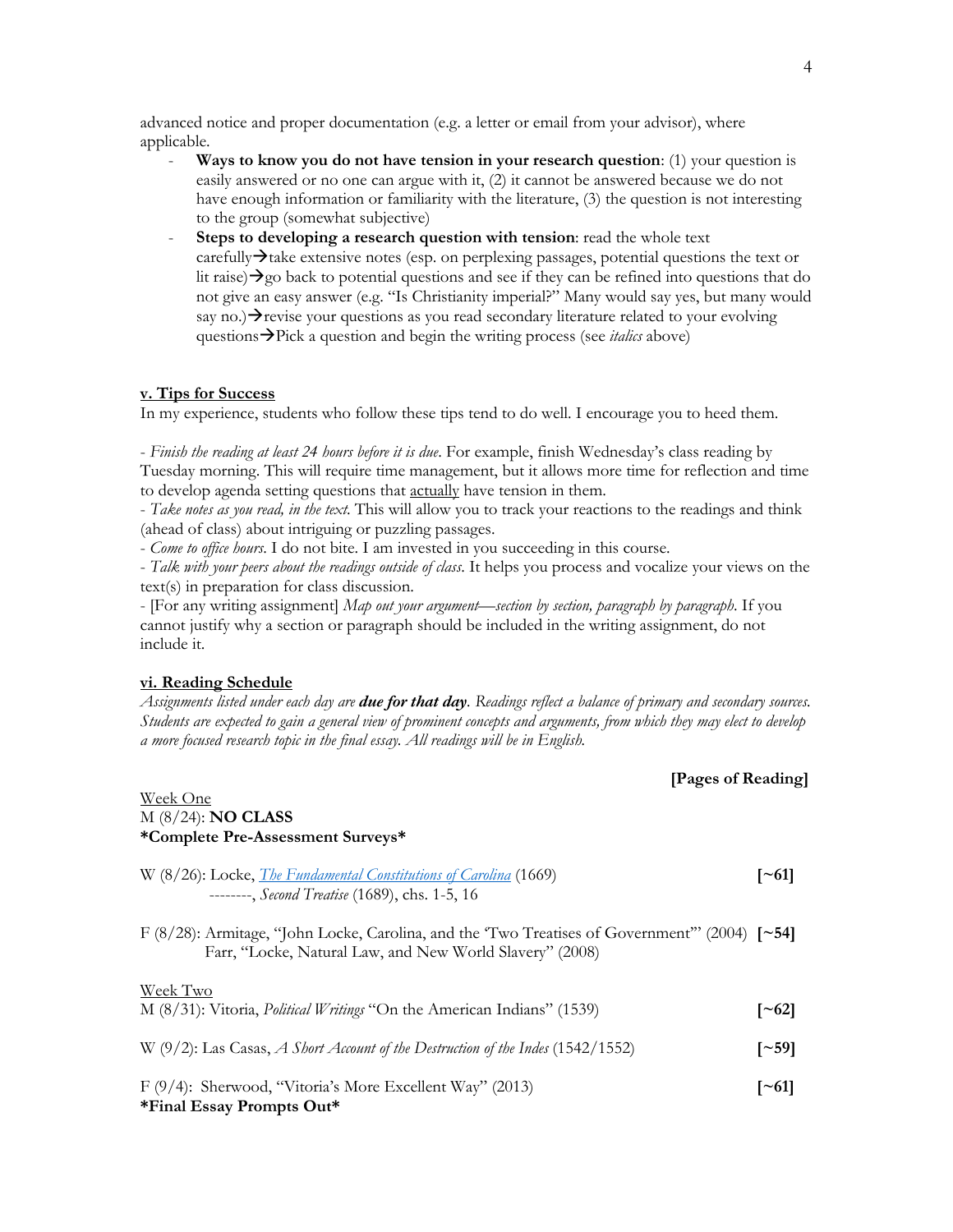advanced notice and proper documentation (e.g. a letter or email from your advisor), where applicable.

- **Ways to know you do not have tension in your research question**: (1) your question is easily answered or no one can argue with it, (2) it cannot be answered because we do not have enough information or familiarity with the literature, (3) the question is not interesting to the group (somewhat subjective)
- **Steps to developing a research question with tension**: read the whole text carefully→take extensive notes (esp. on perplexing passages, potential questions the text or lit raise)→go back to potential questions and see if they can be refined into questions that do not give an easy answer (e.g. "Is Christianity imperial?" Many would say yes, but many would say no.)→revise your questions as you read secondary literature related to your evolving questions→Pick a question and begin the writing process (see *italics* above)

## v. Tips for Success

In my experience, students who follow these tips tend to do well. I encourage you to heed them.

- *Finish the reading at least 24 hours before it is due.* For example, finish Wednesday's class reading by Tuesday morning. This will require time management, but it allows more time for reflection and time to develop agenda setting questions that actually have tension in them.
- *Take notes as you read, in the text.* This will allow you to track your reactions to the readings and think (ahead of class) about intriguing or puzzling passages.
- *Come to office hours.* I do not bite. I am invested in you succeeding in this course.
- *Talk with your peers about the readings outside of class.* It helps you process and vocalize your views on the text(s) in preparation for class discussion.
- [For any writing assignment] *Map out your argument—section by section, paragraph by paragraph.* If you cannot justify why a section or paragraph should be included in the writing assignment, do not include it.

## vi. Reading Schedule

*Assignments listed under each day are* ***due for that day****. Readings reflect a balance of primary and secondary sources. Students are expected to gain a general view of prominent concepts and arguments, from which they may elect to develop a more focused research topic in the final essay. All readings will be in English.*

**[Pages of Reading]**

Week One

M (8/24): **NO CLASS**
**\*Complete Pre-Assessment Surveys\***

W (8/26): Locke, *The Fundamental Constitutions of Carolina* (1669) **[~61]**
--------, *Second Treatise* (1689), chs. 1-5, 16

F (8/28): Armitage, "John Locke, Carolina, and the 'Two Treatises of Government'" (2004) **[~54]**
Farr, "Locke, Natural Law, and New World Slavery" (2008)

Week Two

M (8/31): Vitoria, *Political Writings* "On the American Indians" (1539) **[~62]**

W (9/2): Las Casas, *A Short Account of the Destruction of the Indes* (1542/1552) **[~59]**

F (9/4): Sherwood, "Vitoria's More Excellent Way" (2013) **[~61]**
**\*Final Essay Prompts Out\***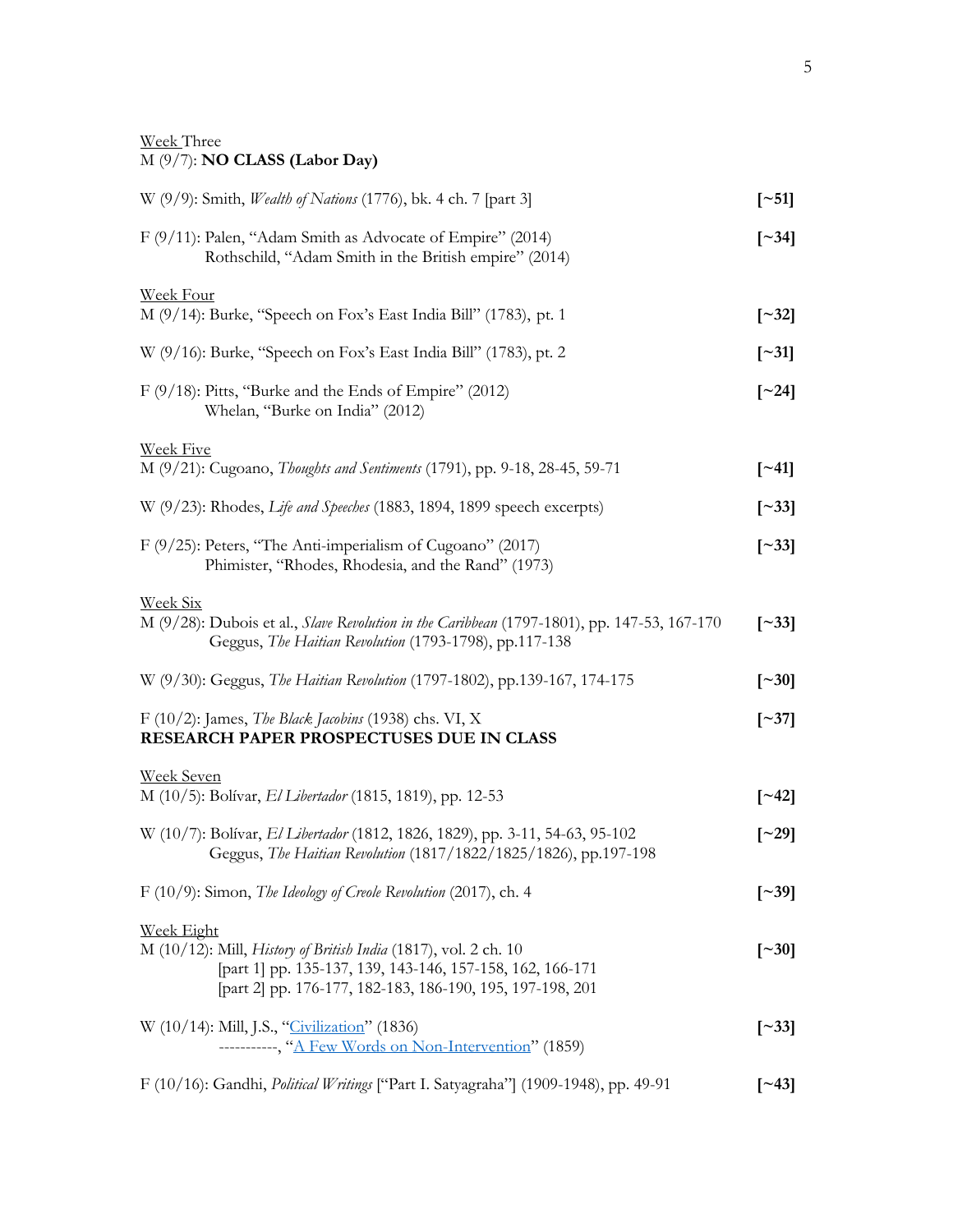Week Three
M (9/7): **NO CLASS (Labor Day)**

W (9/9): Smith, *Wealth of Nations* (1776), bk. 4 ch. 7 [part 3] **[~51]**

F (9/11): Palen, "Adam Smith as Advocate of Empire" (2014) **[~34]**
Rothschild, "Adam Smith in the British empire" (2014)

Week Four
M (9/14): Burke, "Speech on Fox's East India Bill" (1783), pt. 1 **[~32]**

W (9/16): Burke, "Speech on Fox's East India Bill" (1783), pt. 2 **[~31]**

F (9/18): Pitts, "Burke and the Ends of Empire" (2012) **[~24]**
Whelan, "Burke on India" (2012)

Week Five
M (9/21): Cugoano, *Thoughts and Sentiments* (1791), pp. 9-18, 28-45, 59-71 **[~41]**

W (9/23): Rhodes, *Life and Speeches* (1883, 1894, 1899 speech excerpts) **[~33]**

F (9/25): Peters, "The Anti-imperialism of Cugoano" (2017) **[~33]**
Phimister, "Rhodes, Rhodesia, and the Rand" (1973)

Week Six
M (9/28): Dubois et al., *Slave Revolution in the Caribbean* (1797-1801), pp. 147-53, 167-170 **[~33]**
Geggus, *The Haitian Revolution* (1793-1798), pp.117-138

W (9/30): Geggus, *The Haitian Revolution* (1797-1802), pp.139-167, 174-175 **[~30]**

F (10/2): James, *The Black Jacobins* (1938) chs. VI, X **[~37]**
**RESEARCH PAPER PROSPECTUSES DUE IN CLASS**

Week Seven
M (10/5): Bolívar, *El Libertador* (1815, 1819), pp. 12-53 **[~42]**

W (10/7): Bolívar, *El Libertador* (1812, 1826, 1829), pp. 3-11, 54-63, 95-102 **[~29]**
Geggus, *The Haitian Revolution* (1817/1822/1825/1826), pp.197-198

F (10/9): Simon, *The Ideology of Creole Revolution* (2017), ch. 4 **[~39]**

Week Eight
M (10/12): Mill, *History of British India* (1817), vol. 2 ch. 10 **[~30]**
[part 1] pp. 135-137, 139, 143-146, 157-158, 162, 166-171
[part 2] pp. 176-177, 182-183, 186-190, 195, 197-198, 201

W (10/14): Mill, J.S., "Civilization" (1836) **[~33]**
-----------, "A Few Words on Non-Intervention" (1859)

F (10/16): Gandhi, *Political Writings* ["Part I. Satyagraha"] (1909-1948), pp. 49-91 **[~43]**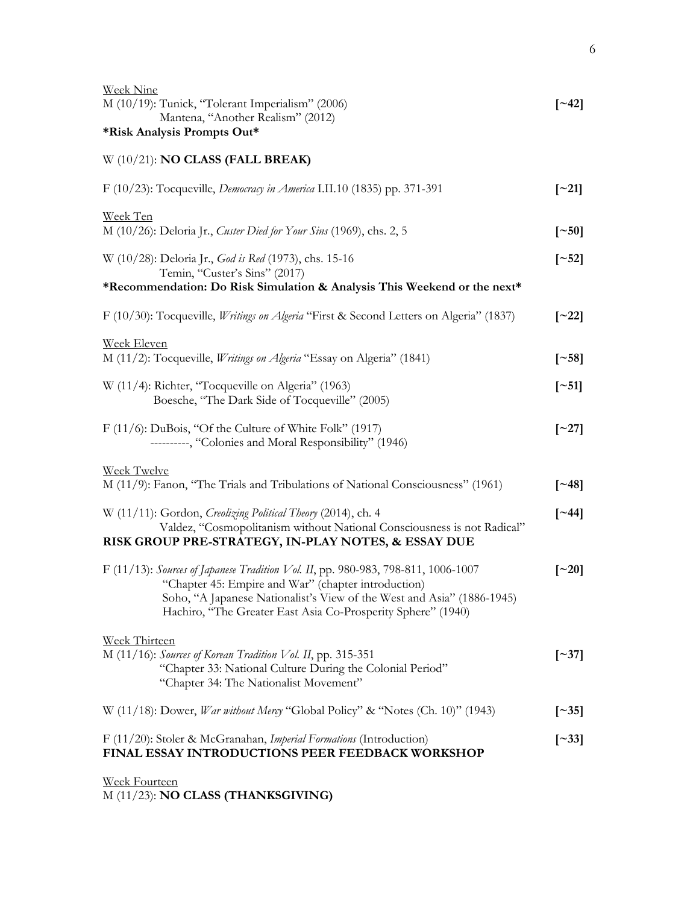<u>Week Nine</u>

M (10/19): Tunick, "Tolerant Imperialism" (2006) **[~42]**
Mantena, "Another Realism" (2012)

**\*Risk Analysis Prompts Out\***

W (10/21): **NO CLASS (FALL BREAK)**

F (10/23): Tocqueville, *Democracy in America* I.II.10 (1835) pp. 371-391 **[~21]**

<u>Week Ten</u>

M (10/26): Deloria Jr., *Custer Died for Your Sins* (1969), chs. 2, 5 **[~50]**

W (10/28): Deloria Jr., *God is Red* (1973), chs. 15-16 **[~52]**
Temin, "Custer's Sins" (2017)

**\*Recommendation: Do Risk Simulation & Analysis This Weekend or the next\***

F (10/30): Tocqueville, *Writings on Algeria* "First & Second Letters on Algeria" (1837) **[~22]**

<u>Week Eleven</u>

M (11/2): Tocqueville, *Writings on Algeria* "Essay on Algeria" (1841) **[~58]**

W (11/4): Richter, "Tocqueville on Algeria" (1963) **[~51]**
Boesche, "The Dark Side of Tocqueville" (2005)

F (11/6): DuBois, "Of the Culture of White Folk" (1917) **[~27]**
----------, "Colonies and Moral Responsibility" (1946)

<u>Week Twelve</u>

M (11/9): Fanon, "The Trials and Tribulations of National Consciousness" (1961) **[~48]**

W (11/11): Gordon, *Creolizing Political Theory* (2014), ch. 4 **[~44]**
Valdez, "Cosmopolitanism without National Consciousness is not Radical"

**RISK GROUP PRE-STRATEGY, IN-PLAY NOTES, & ESSAY DUE**

F (11/13): *Sources of Japanese Tradition Vol. II*, pp. 980-983, 798-811, 1006-1007 **[~20]**
"Chapter 45: Empire and War" (chapter introduction)
Soho, "A Japanese Nationalist's View of the West and Asia" (1886-1945)
Hachiro, "The Greater East Asia Co-Prosperity Sphere" (1940)

<u>Week Thirteen</u>

M (11/16): *Sources of Korean Tradition Vol. II*, pp. 315-351 **[~37]**
"Chapter 33: National Culture During the Colonial Period"
"Chapter 34: The Nationalist Movement"

W (11/18): Dower, *War without Mercy* "Global Policy" & "Notes (Ch. 10)" (1943) **[~35]**

F (11/20): Stoler & McGranahan, *Imperial Formations* (Introduction) **[~33]**

**FINAL ESSAY INTRODUCTIONS PEER FEEDBACK WORKSHOP**

<u>Week Fourteen</u>

M (11/23): **NO CLASS (THANKSGIVING)**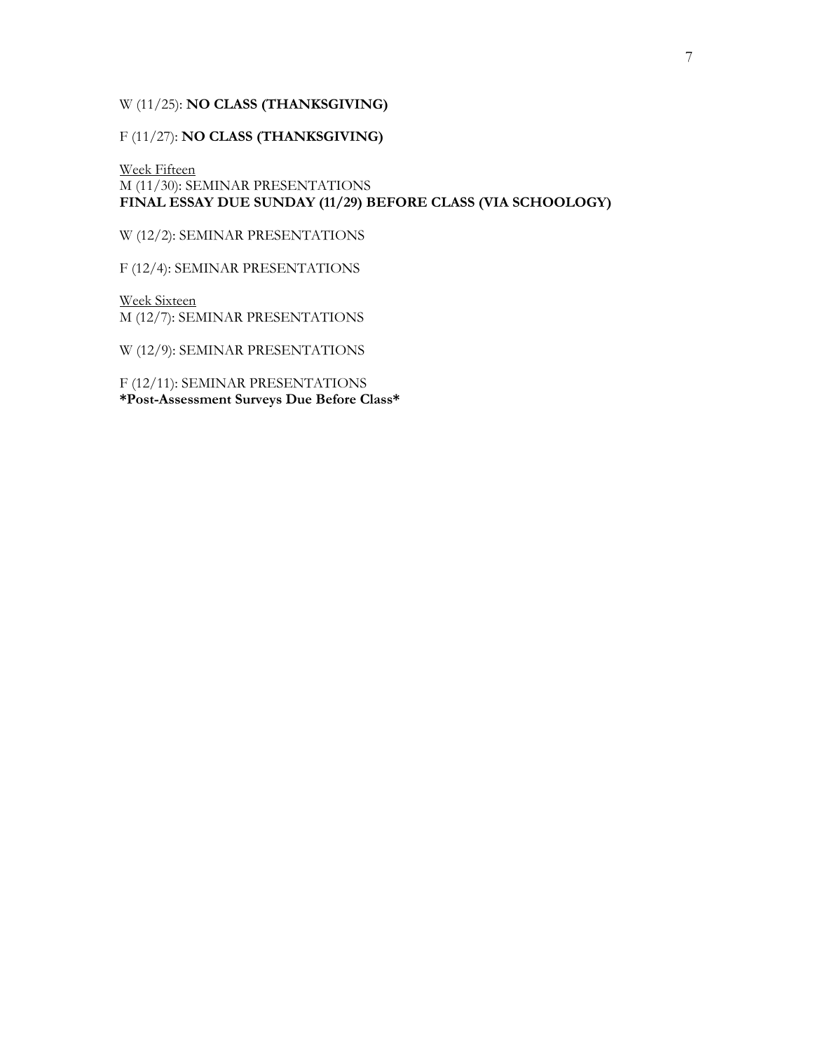W (11/25): **NO CLASS (THANKSGIVING)**

F (11/27): **NO CLASS (THANKSGIVING)**

<u>Week Fifteen</u>
M (11/30): SEMINAR PRESENTATIONS
**FINAL ESSAY DUE SUNDAY (11/29) BEFORE CLASS (VIA SCHOOLOGY)**

W (12/2): SEMINAR PRESENTATIONS

F (12/4): SEMINAR PRESENTATIONS

<u>Week Sixteen</u>
M (12/7): SEMINAR PRESENTATIONS

W (12/9): SEMINAR PRESENTATIONS

F (12/11): SEMINAR PRESENTATIONS
**\*Post-Assessment Surveys Due Before Class\***